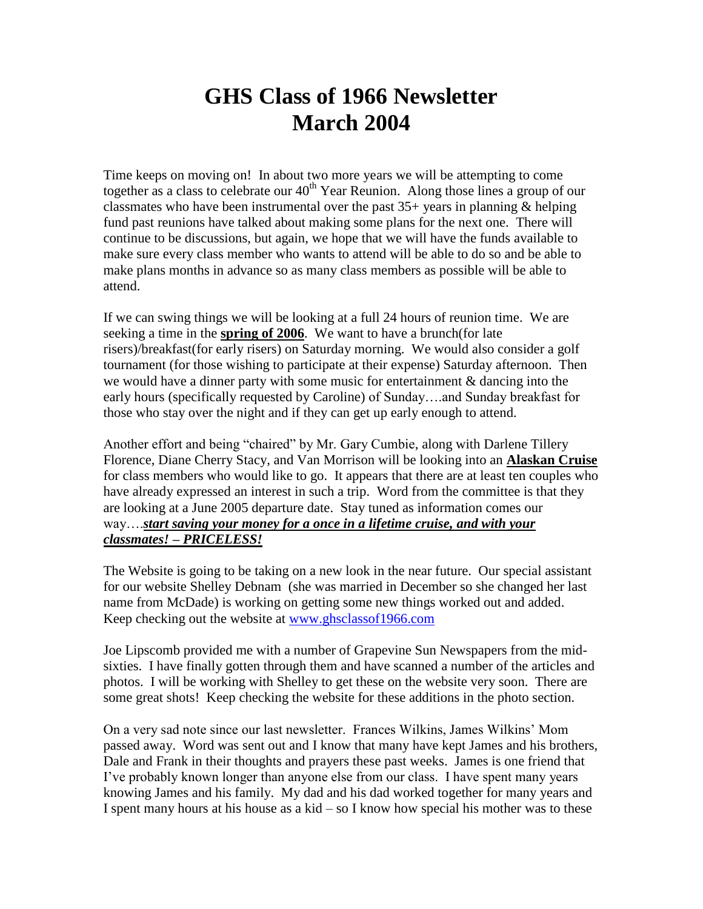# GHS Class of 1966 Newsletter
# March 2004

Time keeps on moving on! In about two more years we will be attempting to come together as a class to celebrate our 40th Year Reunion. Along those lines a group of our classmates who have been instrumental over the past 35+ years in planning & helping fund past reunions have talked about making some plans for the next one. There will continue to be discussions, but again, we hope that we will have the funds available to make sure every class member who wants to attend will be able to do so and be able to make plans months in advance so as many class members as possible will be able to attend.

If we can swing things we will be looking at a full 24 hours of reunion time. We are seeking a time in the **spring of 2006**. We want to have a brunch(for late risers)/breakfast(for early risers) on Saturday morning. We would also consider a golf tournament (for those wishing to participate at their expense) Saturday afternoon. Then we would have a dinner party with some music for entertainment & dancing into the early hours (specifically requested by Caroline) of Sunday….and Sunday breakfast for those who stay over the night and if they can get up early enough to attend.

Another effort and being "chaired" by Mr. Gary Cumbie, along with Darlene Tillery Florence, Diane Cherry Stacy, and Van Morrison will be looking into an **Alaskan Cruise** for class members who would like to go. It appears that there are at least ten couples who have already expressed an interest in such a trip. Word from the committee is that they are looking at a June 2005 departure date. Stay tuned as information comes our way….***start saving your money for a once in a lifetime cruise, and with your classmates! – PRICELESS!***

The Website is going to be taking on a new look in the near future. Our special assistant for our website Shelley Debnam (she was married in December so she changed her last name from McDade) is working on getting some new things worked out and added. Keep checking out the website at www.ghsclassof1966.com

Joe Lipscomb provided me with a number of Grapevine Sun Newspapers from the mid-sixties. I have finally gotten through them and have scanned a number of the articles and photos. I will be working with Shelley to get these on the website very soon. There are some great shots! Keep checking the website for these additions in the photo section.

On a very sad note since our last newsletter. Frances Wilkins, James Wilkins' Mom passed away. Word was sent out and I know that many have kept James and his brothers, Dale and Frank in their thoughts and prayers these past weeks. James is one friend that I've probably known longer than anyone else from our class. I have spent many years knowing James and his family. My dad and his dad worked together for many years and I spent many hours at his house as a kid – so I know how special his mother was to these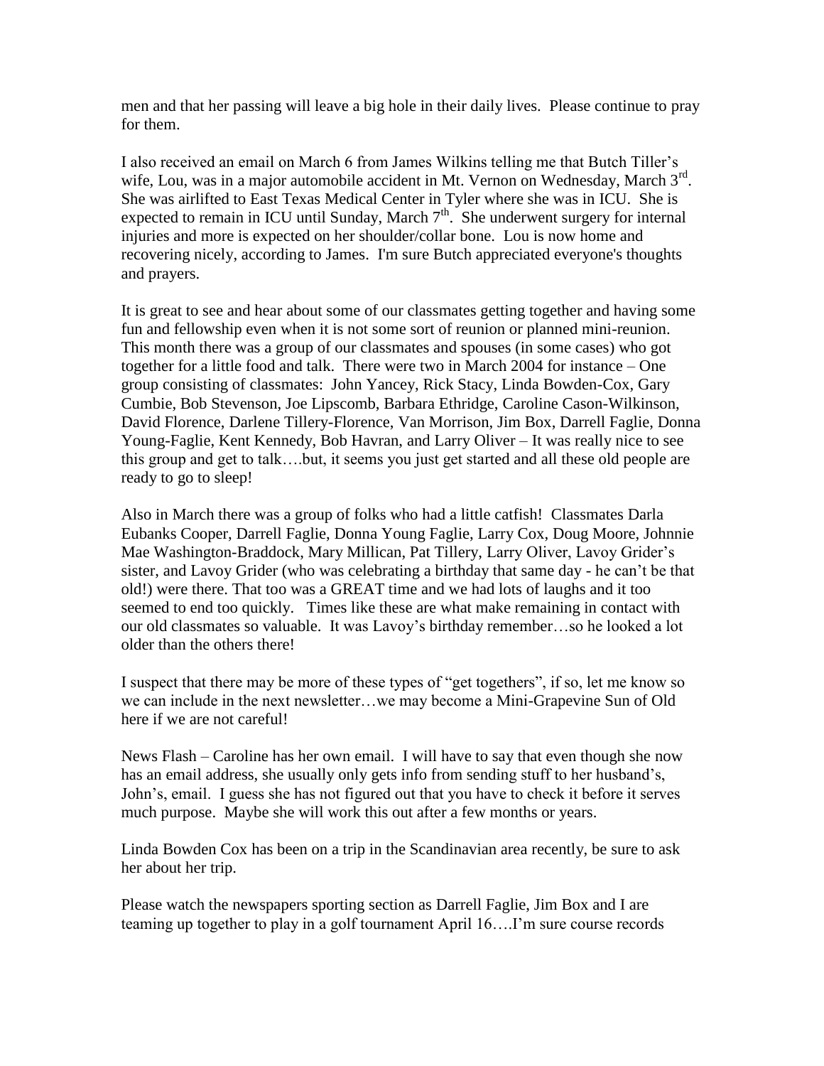men and that her passing will leave a big hole in their daily lives. Please continue to pray for them.

I also received an email on March 6 from James Wilkins telling me that Butch Tiller's wife, Lou, was in a major automobile accident in Mt. Vernon on Wednesday, March 3rd. She was airlifted to East Texas Medical Center in Tyler where she was in ICU. She is expected to remain in ICU until Sunday, March 7th. She underwent surgery for internal injuries and more is expected on her shoulder/collar bone. Lou is now home and recovering nicely, according to James. I'm sure Butch appreciated everyone's thoughts and prayers.

It is great to see and hear about some of our classmates getting together and having some fun and fellowship even when it is not some sort of reunion or planned mini-reunion. This month there was a group of our classmates and spouses (in some cases) who got together for a little food and talk. There were two in March 2004 for instance – One group consisting of classmates: John Yancey, Rick Stacy, Linda Bowden-Cox, Gary Cumbie, Bob Stevenson, Joe Lipscomb, Barbara Ethridge, Caroline Cason-Wilkinson, David Florence, Darlene Tillery-Florence, Van Morrison, Jim Box, Darrell Faglie, Donna Young-Faglie, Kent Kennedy, Bob Havran, and Larry Oliver – It was really nice to see this group and get to talk….but, it seems you just get started and all these old people are ready to go to sleep!

Also in March there was a group of folks who had a little catfish! Classmates Darla Eubanks Cooper, Darrell Faglie, Donna Young Faglie, Larry Cox, Doug Moore, Johnnie Mae Washington-Braddock, Mary Millican, Pat Tillery, Larry Oliver, Lavoy Grider's sister, and Lavoy Grider (who was celebrating a birthday that same day - he can't be that old!) were there. That too was a GREAT time and we had lots of laughs and it too seemed to end too quickly. Times like these are what make remaining in contact with our old classmates so valuable. It was Lavoy's birthday remember…so he looked a lot older than the others there!

I suspect that there may be more of these types of "get togethers", if so, let me know so we can include in the next newsletter…we may become a Mini-Grapevine Sun of Old here if we are not careful!

News Flash – Caroline has her own email. I will have to say that even though she now has an email address, she usually only gets info from sending stuff to her husband's, John's, email. I guess she has not figured out that you have to check it before it serves much purpose. Maybe she will work this out after a few months or years.

Linda Bowden Cox has been on a trip in the Scandinavian area recently, be sure to ask her about her trip.

Please watch the newspapers sporting section as Darrell Faglie, Jim Box and I are teaming up together to play in a golf tournament April 16….I'm sure course records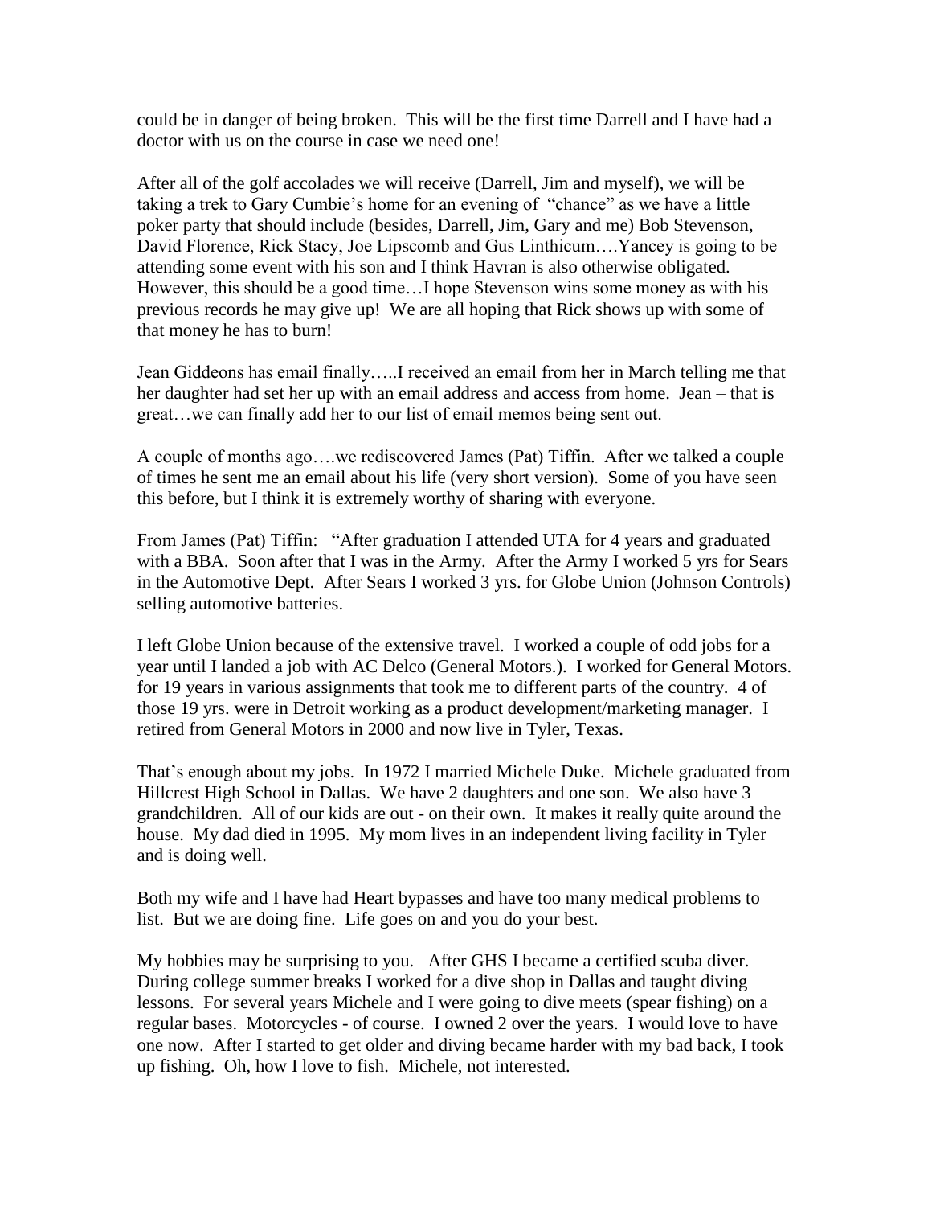could be in danger of being broken. This will be the first time Darrell and I have had a doctor with us on the course in case we need one!

After all of the golf accolades we will receive (Darrell, Jim and myself), we will be taking a trek to Gary Cumbie's home for an evening of "chance" as we have a little poker party that should include (besides, Darrell, Jim, Gary and me) Bob Stevenson, David Florence, Rick Stacy, Joe Lipscomb and Gus Linthicum….Yancey is going to be attending some event with his son and I think Havran is also otherwise obligated. However, this should be a good time…I hope Stevenson wins some money as with his previous records he may give up! We are all hoping that Rick shows up with some of that money he has to burn!

Jean Giddeons has email finally…..I received an email from her in March telling me that her daughter had set her up with an email address and access from home. Jean – that is great…we can finally add her to our list of email memos being sent out.

A couple of months ago….we rediscovered James (Pat) Tiffin. After we talked a couple of times he sent me an email about his life (very short version). Some of you have seen this before, but I think it is extremely worthy of sharing with everyone.

From James (Pat) Tiffin: "After graduation I attended UTA for 4 years and graduated with a BBA. Soon after that I was in the Army. After the Army I worked 5 yrs for Sears in the Automotive Dept. After Sears I worked 3 yrs. for Globe Union (Johnson Controls) selling automotive batteries.

I left Globe Union because of the extensive travel. I worked a couple of odd jobs for a year until I landed a job with AC Delco (General Motors.). I worked for General Motors. for 19 years in various assignments that took me to different parts of the country. 4 of those 19 yrs. were in Detroit working as a product development/marketing manager. I retired from General Motors in 2000 and now live in Tyler, Texas.

That's enough about my jobs. In 1972 I married Michele Duke. Michele graduated from Hillcrest High School in Dallas. We have 2 daughters and one son. We also have 3 grandchildren. All of our kids are out - on their own. It makes it really quite around the house. My dad died in 1995. My mom lives in an independent living facility in Tyler and is doing well.

Both my wife and I have had Heart bypasses and have too many medical problems to list. But we are doing fine. Life goes on and you do your best.

My hobbies may be surprising to you. After GHS I became a certified scuba diver. During college summer breaks I worked for a dive shop in Dallas and taught diving lessons. For several years Michele and I were going to dive meets (spear fishing) on a regular bases. Motorcycles - of course. I owned 2 over the years. I would love to have one now. After I started to get older and diving became harder with my bad back, I took up fishing. Oh, how I love to fish. Michele, not interested.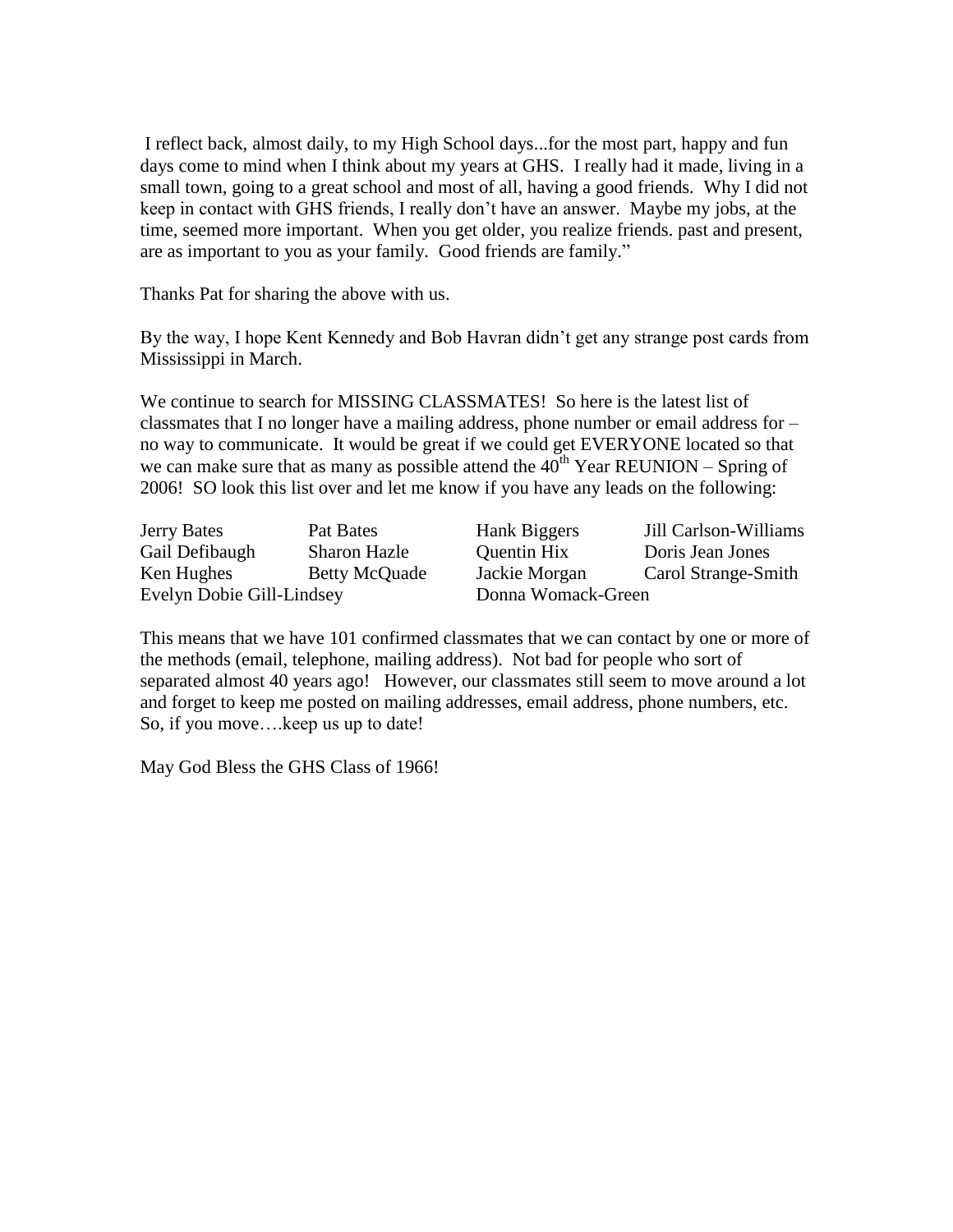I reflect back, almost daily, to my High School days...for the most part, happy and fun days come to mind when I think about my years at GHS. I really had it made, living in a small town, going to a great school and most of all, having a good friends. Why I did not keep in contact with GHS friends, I really don't have an answer. Maybe my jobs, at the time, seemed more important. When you get older, you realize friends. past and present, are as important to you as your family. Good friends are family."

Thanks Pat for sharing the above with us.

By the way, I hope Kent Kennedy and Bob Havran didn't get any strange post cards from Mississippi in March.

We continue to search for MISSING CLASSMATES! So here is the latest list of classmates that I no longer have a mailing address, phone number or email address for – no way to communicate. It would be great if we could get EVERYONE located so that we can make sure that as many as possible attend the 40th Year REUNION – Spring of 2006! SO look this list over and let me know if you have any leads on the following:

| | | | |
|---|---|---|---|
| Jerry Bates | Pat Bates | Hank Biggers | Jill Carlson-Williams |
| Gail Defibaugh | Sharon Hazle | Quentin Hix | Doris Jean Jones |
| Ken Hughes | Betty McQuade | Jackie Morgan | Carol Strange-Smith |
| Evelyn Dobie Gill-Lindsey | | Donna Womack-Green | |

This means that we have 101 confirmed classmates that we can contact by one or more of the methods (email, telephone, mailing address). Not bad for people who sort of separated almost 40 years ago! However, our classmates still seem to move around a lot and forget to keep me posted on mailing addresses, email address, phone numbers, etc. So, if you move….keep us up to date!

May God Bless the GHS Class of 1966!